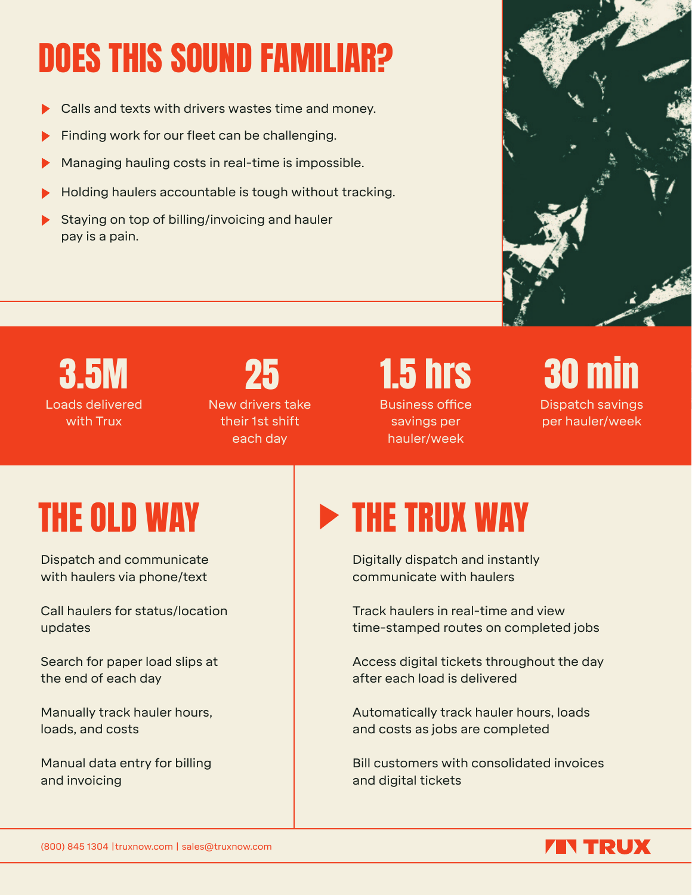# DOES THIS SOUND FAMILIAR?

- Calls and texts with drivers wastes time and money.
- Finding work for our fleet can be challenging.
- Managing hauling costs in real-time is impossible.
- Holding haulers accountable is tough without tracking.
- Staying on top of billing/invoicing and hauler pay is a pain.

**3.5M**
Loads delivered with Trux

**25**
New drivers take their 1st shift each day

**1.5 hrs**
Business office savings per hauler/week

**30 min**
Dispatch savings per hauler/week

## THE OLD WAY

Dispatch and communicate with haulers via phone/text

Call haulers for status/location updates

Search for paper load slips at the end of each day

Manually track hauler hours, loads, and costs

Manual data entry for billing and invoicing

## THE TRUX WAY

Digitally dispatch and instantly communicate with haulers

Track haulers in real-time and view time-stamped routes on completed jobs

Access digital tickets throughout the day after each load is delivered

Automatically track hauler hours, loads and costs as jobs are completed

Bill customers with consolidated invoices and digital tickets

(800) 845 1304 |truxnow.com | sales@truxnow.com

TRUX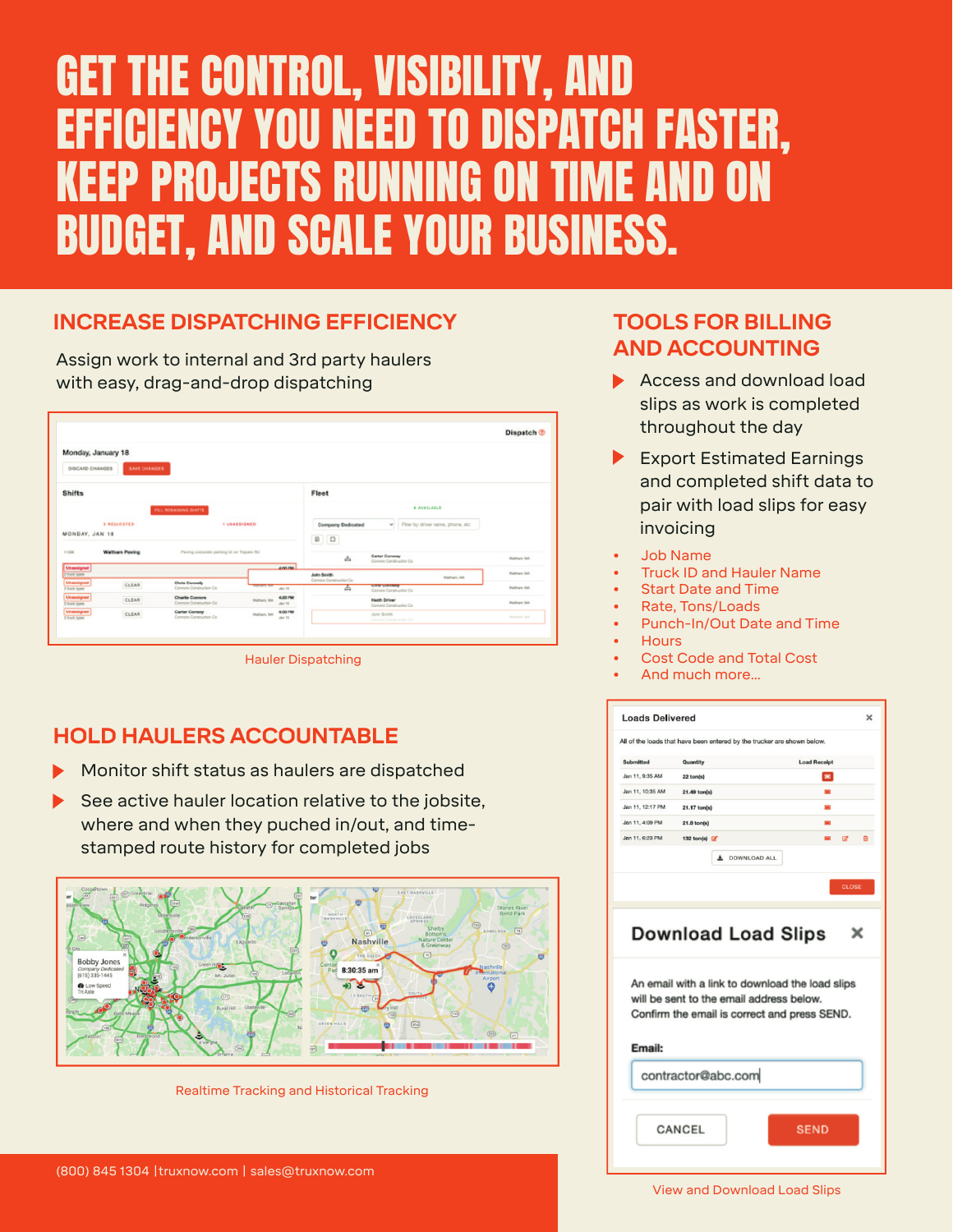# GET THE CONTROL, VISIBILITY, AND EFFICIENCY YOU NEED TO DISPATCH FASTER, KEEP PROJECTS RUNNING ON TIME AND ON BUDGET, AND SCALE YOUR BUSINESS.

## INCREASE DISPATCHING EFFICIENCY

Assign work to internal and 3rd party haulers with easy, drag-and-drop dispatching

Hauler Dispatching

## HOLD HAULERS ACCOUNTABLE

- Monitor shift status as haulers are dispatched
- See active hauler location relative to the jobsite, where and when they puched in/out, and time-stamped route history for completed jobs

Realtime Tracking and Historical Tracking

## TOOLS FOR BILLING AND ACCOUNTING

- Access and download load slips as work is completed throughout the day
- Export Estimated Earnings and completed shift data to pair with load slips for easy invoicing

- Job Name
- Truck ID and Hauler Name
- Start Date and Time
- Rate, Tons/Loads
- Punch-In/Out Date and Time
- Hours
- Cost Code and Total Cost
- And much more...

View and Download Load Slips

(800) 845 1304 | truxnow.com | sales@truxnow.com